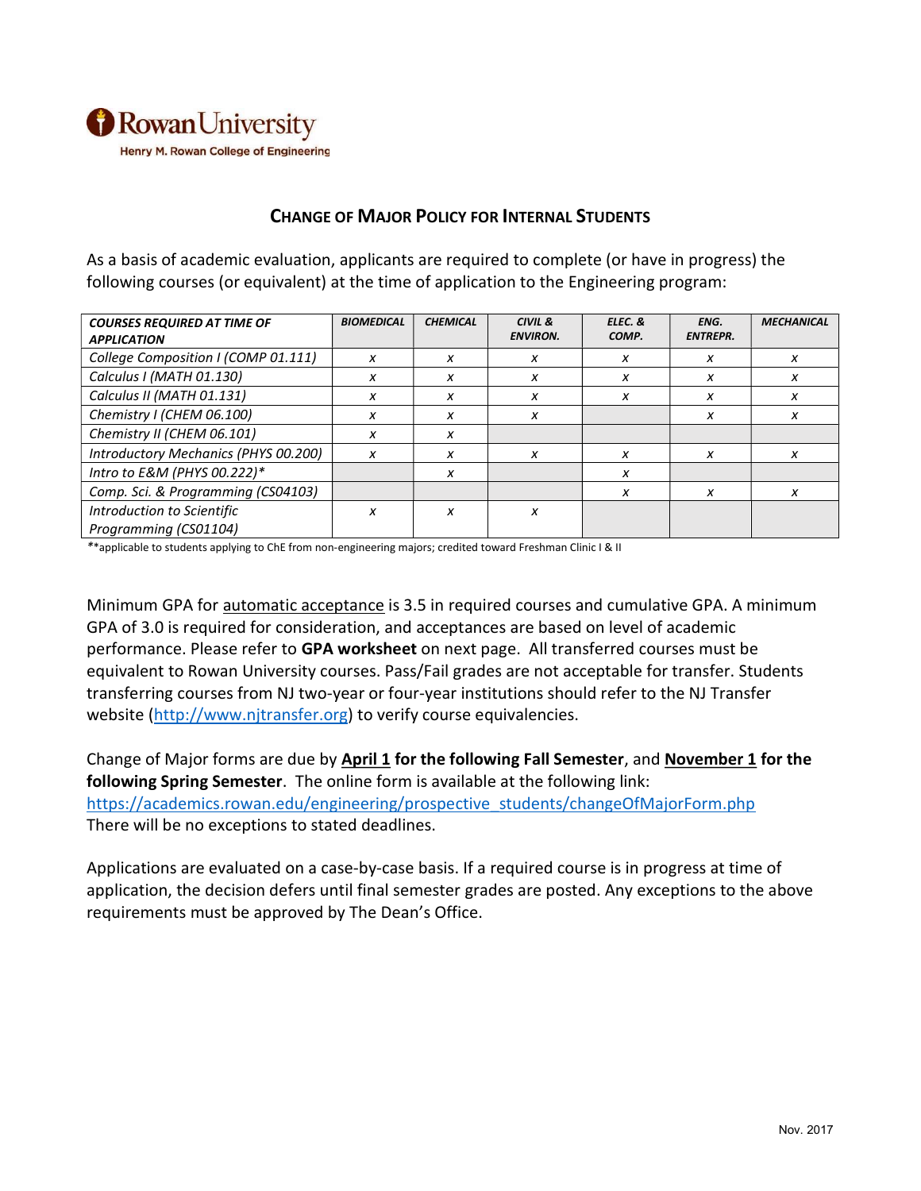Rowan University
Henry M. Rowan College of Engineering

## Change of Major Policy for Internal Students

As a basis of academic evaluation, applicants are required to complete (or have in progress) the following courses (or equivalent) at the time of application to the Engineering program:

| *COURSES REQUIRED AT TIME OF APPLICATION* | *BIOMEDICAL* | *CHEMICAL* | *CIVIL & ENVIRON.* | *ELEC. & COMP.* | *ENG. ENTREPR.* | *MECHANICAL* |
|---|---|---|---|---|---|---|
| *College Composition I (COMP 01.111)* | *x* | *x* | *x* | *x* | *x* | *x* |
| *Calculus I (MATH 01.130)* | *x* | *x* | *x* | *x* | *x* | *x* |
| *Calculus II (MATH 01.131)* | *x* | *x* | *x* | *x* | *x* | *x* |
| *Chemistry I (CHEM 06.100)* | *x* | *x* | *x* | | *x* | *x* |
| *Chemistry II (CHEM 06.101)* | *x* | *x* | | | | |
| *Introductory Mechanics (PHYS 00.200)* | *x* | *x* | *x* | *x* | *x* | *x* |
| *Intro to E&M (PHYS 00.222)** | | *x* | | *x* | | |
| *Comp. Sci. & Programming (CS04103)* | | | | *x* | *x* | *x* |
| *Introduction to Scientific Programming (CS01104)* | *x* | *x* | *x* | | | |

**applicable to students applying to ChE from non-engineering majors; credited toward Freshman Clinic I & II

Minimum GPA for automatic acceptance is 3.5 in required courses and cumulative GPA. A minimum GPA of 3.0 is required for consideration, and acceptances are based on level of academic performance. Please refer to **GPA worksheet** on next page. All transferred courses must be equivalent to Rowan University courses. Pass/Fail grades are not acceptable for transfer. Students transferring courses from NJ two-year or four-year institutions should refer to the NJ Transfer website (http://www.njtransfer.org) to verify course equivalencies.

Change of Major forms are due by **April 1 for the following Fall Semester**, and **November 1 for the following Spring Semester**. The online form is available at the following link: https://academics.rowan.edu/engineering/prospective_students/changeOfMajorForm.php
There will be no exceptions to stated deadlines.

Applications are evaluated on a case-by-case basis. If a required course is in progress at time of application, the decision defers until final semester grades are posted. Any exceptions to the above requirements must be approved by The Dean's Office.

Nov. 2017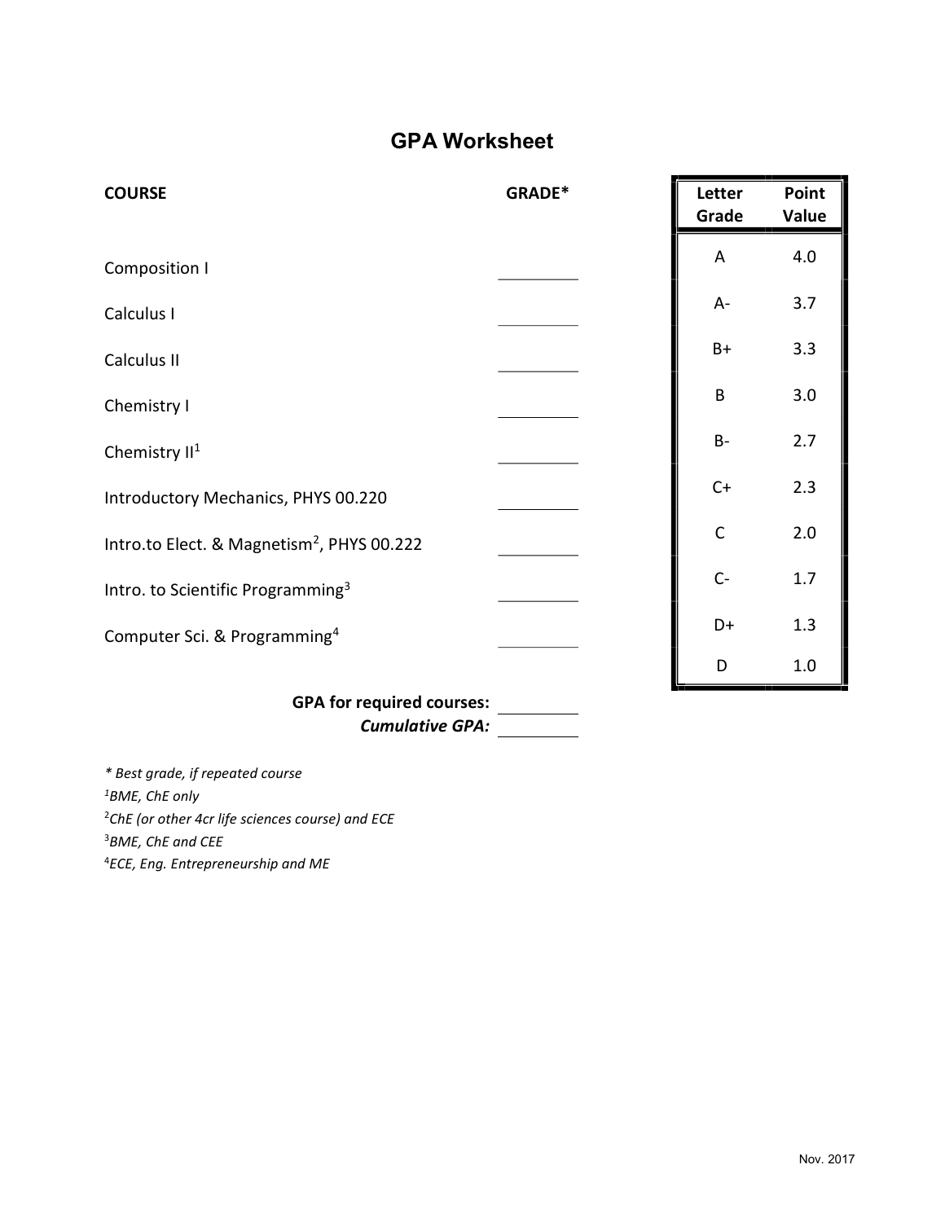# GPA Worksheet

| COURSE | GRADE* |
|---|---|
| Composition I | ________ |
| Calculus I | ________ |
| Calculus II | ________ |
| Chemistry I | ________ |
| Chemistry II[1] | ________ |
| Introductory Mechanics, PHYS 00.220 | ________ |
| Intro.to Elect. & Magnetism[2], PHYS 00.222 | ________ |
| Intro. to Scientific Programming[3] | ________ |
| Computer Sci. & Programming[4] | ________ |

| Letter Grade | Point Value |
|---|---|
| A | 4.0 |
| A- | 3.7 |
| B+ | 3.3 |
| B | 3.0 |
| B- | 2.7 |
| C+ | 2.3 |
| C | 2.0 |
| C- | 1.7 |
| D+ | 1.3 |
| D | 1.0 |

**GPA for required courses:** ________

***Cumulative GPA:*** ________

*\* Best grade, if repeated course*

[1] *BME, ChE only*

[2] *ChE (or other 4cr life sciences course) and ECE*

[3] *BME, ChE and CEE*

[4] *ECE, Eng. Entrepreneurship and ME*

Nov. 2017